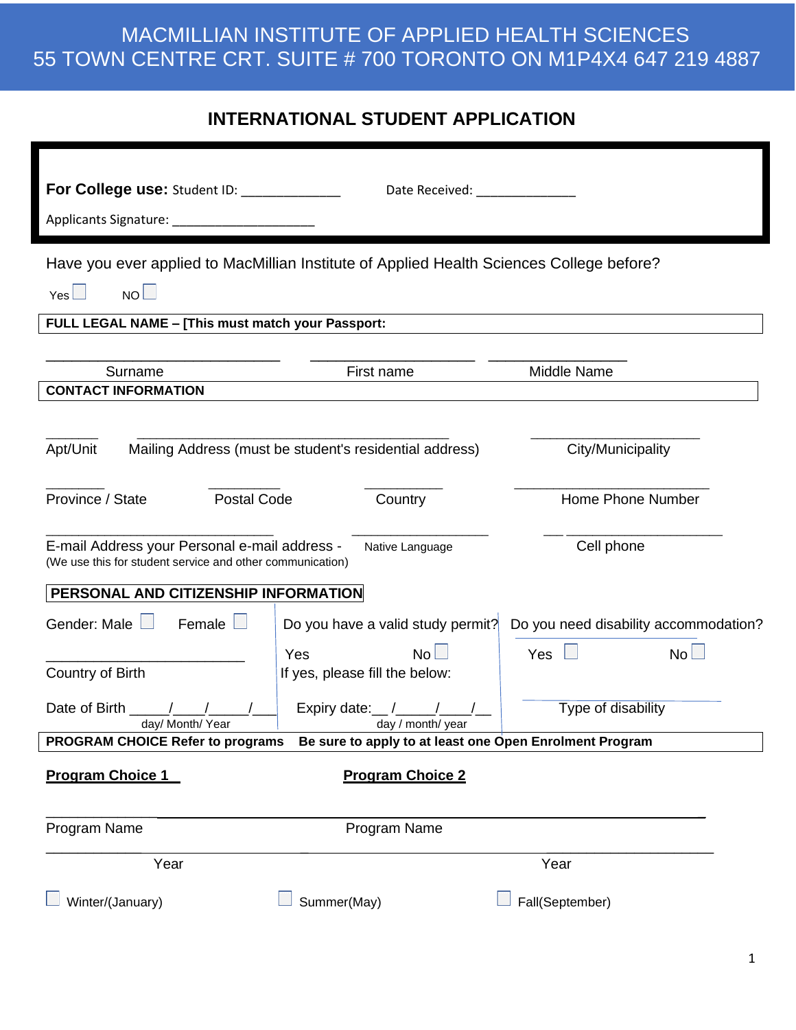# MACMILLIAN INSTITUTE OF APPLIED HEALTH SCIENCES
# 55 TOWN CENTRE CRT. SUITE # 700 TORONTO ON M1P4X4 647 219 4887

## INTERNATIONAL STUDENT APPLICATION

**For College use:** Student ID: _____________ Date Received: _____________

Applicants Signature: ___________________

Have you ever applied to MacMillian Institute of Applied Health Sciences College before?

Yes ☐ NO ☐

**FULL LEGAL NAME – [This must match your Passport:**

_____________________________ ____________________ _________________

Surname First name Middle Name

**CONTACT INFORMATION**

_______ _________________________________________ _____________________

Apt/Unit Mailing Address (must be student's residential address) City/Municipality

________ _________ __________ __________________________

Province / State Postal Code Country Home Phone Number

______________________________ __________________ ___ ___________________

E-mail Address your Personal e-mail address - Native Language Cell phone
(We use this for student service and other communication)

**PERSONAL AND CITIZENSHIP INFORMATION**

Gender: Male ☐ Female ☐

_______________________

Country of Birth

Date of Birth _____/____/_____/___
day/ Month/ Year

Do you have a valid study permit?

Yes No ☐

If yes, please fill the below:

Expiry date:__ /_____/____/__
day / month/ year

Do you need disability accommodation?

Yes ☐ No ☐

Type of disability

**PROGRAM CHOICE Refer to programs Be sure to apply to at least one Open Enrolment Program**

**Program Choice 1** **Program Choice 2**

______________________________________________________________________

Program Name Program Name

______________________________________________________________________

Year Year

☐ Winter/(January) ☐ Summer(May) ☐ Fall(September)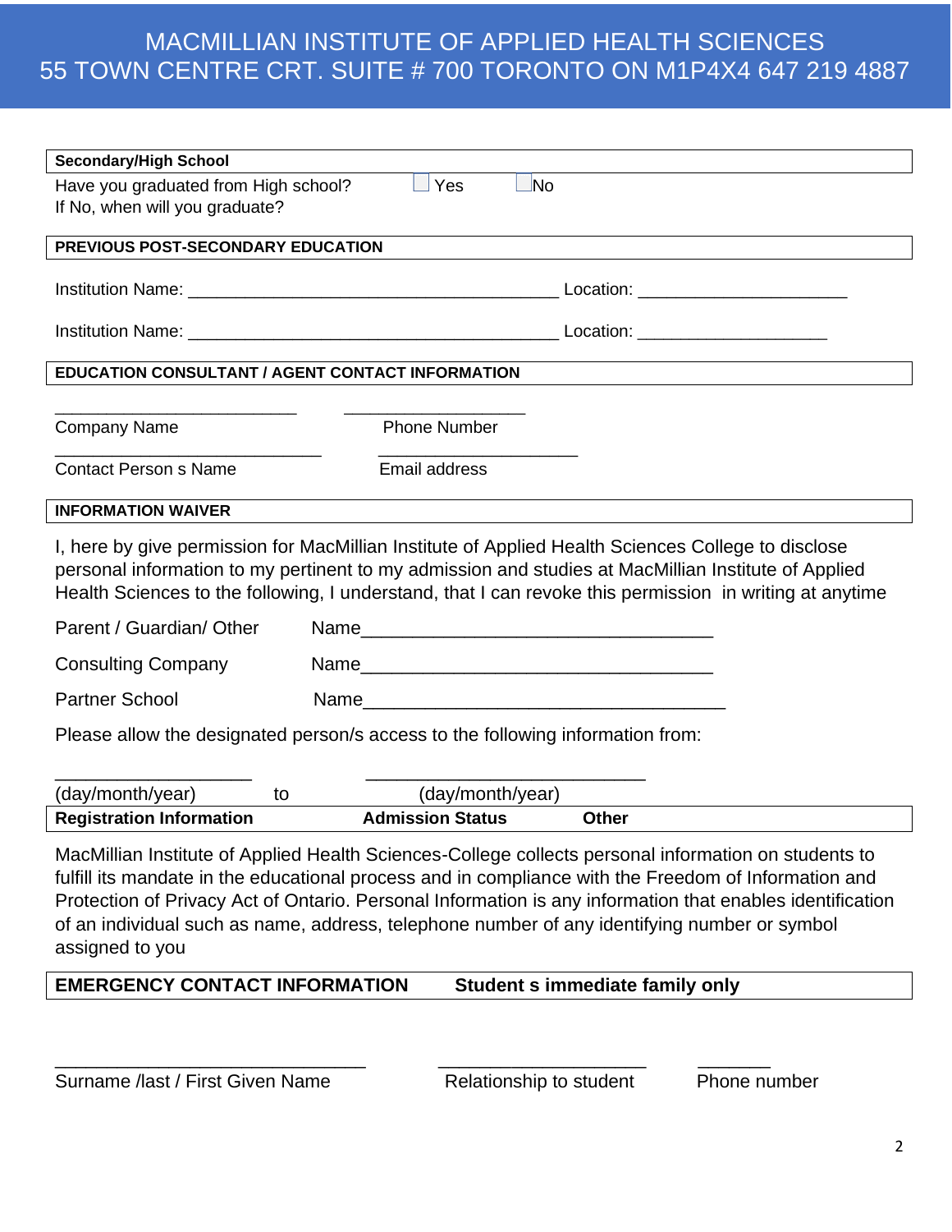# MACMILLIAN INSTITUTE OF APPLIED HEALTH SCIENCES
## 55 TOWN CENTRE CRT. SUITE # 700 TORONTO ON M1P4X4 647 219 4887

**Secondary/High School**

Have you graduated from High school? ☐ Yes ☐ No
If No, when will you graduate?

**PREVIOUS POST-SECONDARY EDUCATION**

Institution Name: ________________________________________ Location: _______________________

Institution Name: ________________________________________ Location: _____________________

**EDUCATION CONSULTANT / AGENT CONTACT INFORMATION**

___________________________ ____________________
Company Name Phone Number

_____________________________ ______________________
Contact Person s Name Email address

**INFORMATION WAIVER**

I, here by give permission for MacMillian Institute of Applied Health Sciences College to disclose personal information to my pertinent to my admission and studies at MacMillian Institute of Applied Health Sciences to the following, I understand, that I can revoke this permission in writing at anytime

Parent / Guardian/ Other Name_______________________________________

Consulting Company Name_______________________________________

Partner School Name________________________________________

Please allow the designated person/s access to the following information from:

______________________ ________________________________
(day/month/year) to (day/month/year)

**Registration Information** **Admission Status** **Other**

MacMillian Institute of Applied Health Sciences-College collects personal information on students to fulfill its mandate in the educational process and in compliance with the Freedom of Information and Protection of Privacy Act of Ontario. Personal Information is any information that enables identification of an individual such as name, address, telephone number of any identifying number or symbol assigned to you

**EMERGENCY CONTACT INFORMATION** **Student s immediate family only**

___________________________________ _______________________ ________
Surname /last / First Given Name Relationship to student Phone number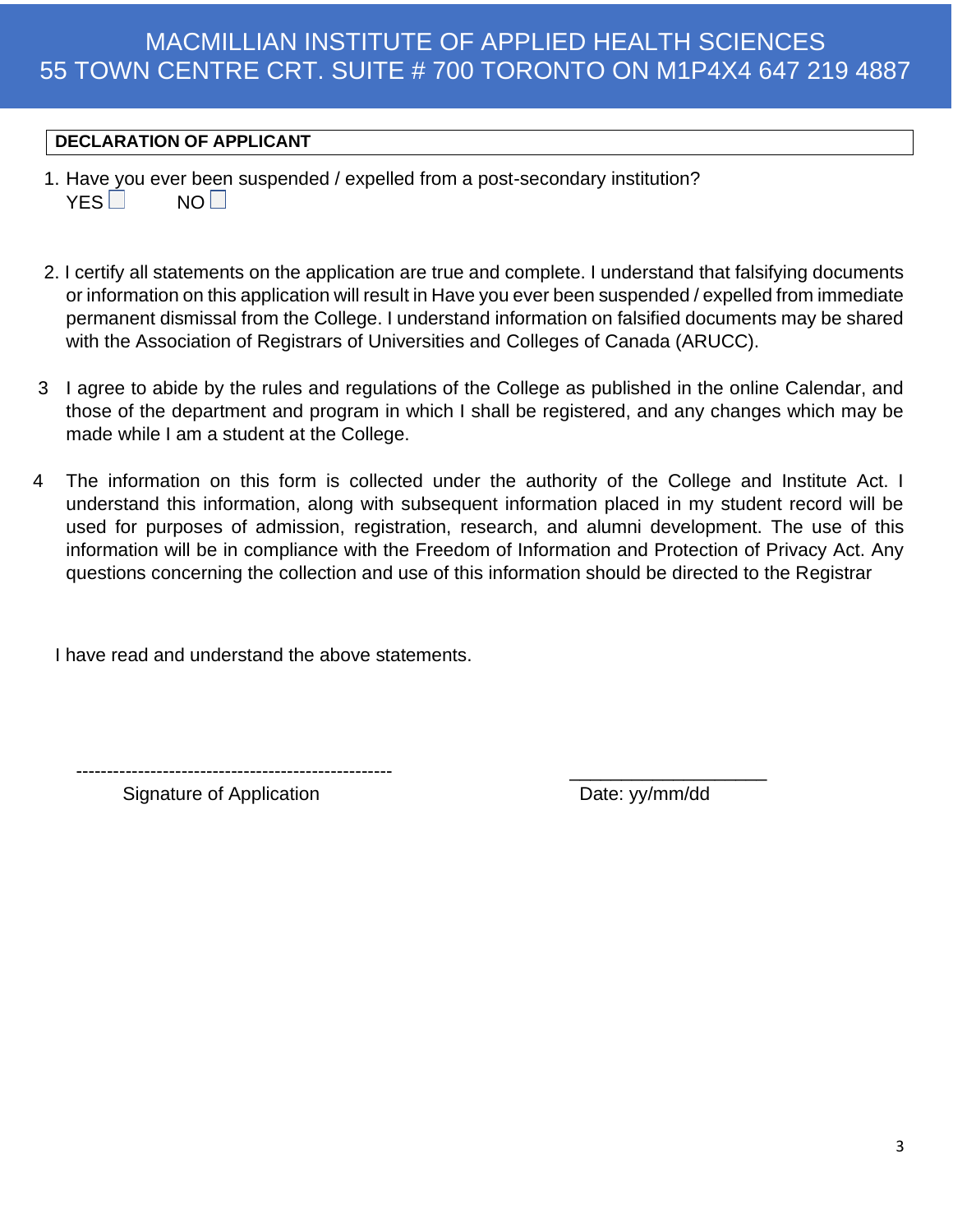# MACMILLIAN INSTITUTE OF APPLIED HEALTH SCIENCES
# 55 TOWN CENTRE CRT. SUITE # 700 TORONTO ON M1P4X4 647 219 4887

**DECLARATION OF APPLICANT**

1. Have you ever been suspended / expelled from a post-secondary institution?
   YES ☐ NO ☐

2. I certify all statements on the application are true and complete. I understand that falsifying documents or information on this application will result in Have you ever been suspended / expelled from immediate permanent dismissal from the College. I understand information on falsified documents may be shared with the Association of Registrars of Universities and Colleges of Canada (ARUCC).

3 I agree to abide by the rules and regulations of the College as published in the online Calendar, and those of the department and program in which I shall be registered, and any changes which may be made while I am a student at the College.

4 The information on this form is collected under the authority of the College and Institute Act. I understand this information, along with subsequent information placed in my student record will be used for purposes of admission, registration, research, and alumni development. The use of this information will be in compliance with the Freedom of Information and Protection of Privacy Act. Any questions concerning the collection and use of this information should be directed to the Registrar

I have read and understand the above statements.

-------------------------------------------------- ____________________

Signature of Application Date: yy/mm/dd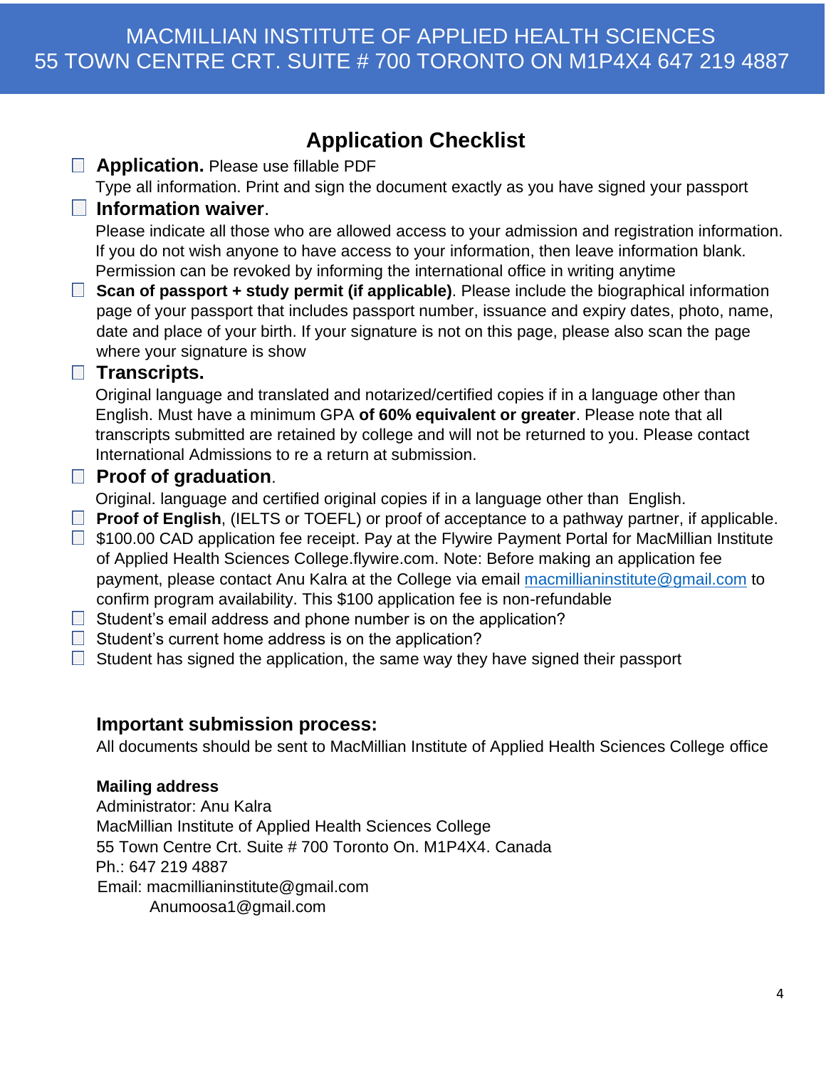MACMILLIAN INSTITUTE OF APPLIED HEALTH SCIENCES
55 TOWN CENTRE CRT. SUITE # 700 TORONTO ON M1P4X4 647 219 4887

# Application Checklist

- ☐ **Application.** Please use fillable PDF
  Type all information. Print and sign the document exactly as you have signed your passport
- ☐ **Information waiver**.
  Please indicate all those who are allowed access to your admission and registration information. If you do not wish anyone to have access to your information, then leave information blank. Permission can be revoked by informing the international office in writing anytime
- ☐ **Scan of passport + study permit (if applicable)**. Please include the biographical information page of your passport that includes passport number, issuance and expiry dates, photo, name, date and place of your birth. If your signature is not on this page, please also scan the page where your signature is show
- ☐ **Transcripts.**
  Original language and translated and notarized/certified copies if in a language other than English. Must have a minimum GPA **of 60% equivalent or greater**. Please note that all transcripts submitted are retained by college and will not be returned to you. Please contact International Admissions to re a return at submission.
- ☐ **Proof of graduation**.
  Original. language and certified original copies if in a language other than English.
- ☐ **Proof of English**, (IELTS or TOEFL) or proof of acceptance to a pathway partner, if applicable.
- ☐ $100.00 CAD application fee receipt. Pay at the Flywire Payment Portal for MacMillian Institute of Applied Health Sciences College.flywire.com. Note: Before making an application fee payment, please contact Anu Kalra at the College via email macmillianinstitute@gmail.com to confirm program availability. This $100 application fee is non-refundable
- ☐ Student's email address and phone number is on the application?
- ☐ Student's current home address is on the application?
- ☐ Student has signed the application, the same way they have signed their passport

## Important submission process:

All documents should be sent to MacMillian Institute of Applied Health Sciences College office

**Mailing address**
Administrator: Anu Kalra
MacMillian Institute of Applied Health Sciences College
55 Town Centre Crt. Suite # 700 Toronto On. M1P4X4. Canada
Ph.: 647 219 4887
Email: macmillianinstitute@gmail.com
Anumoosa1@gmail.com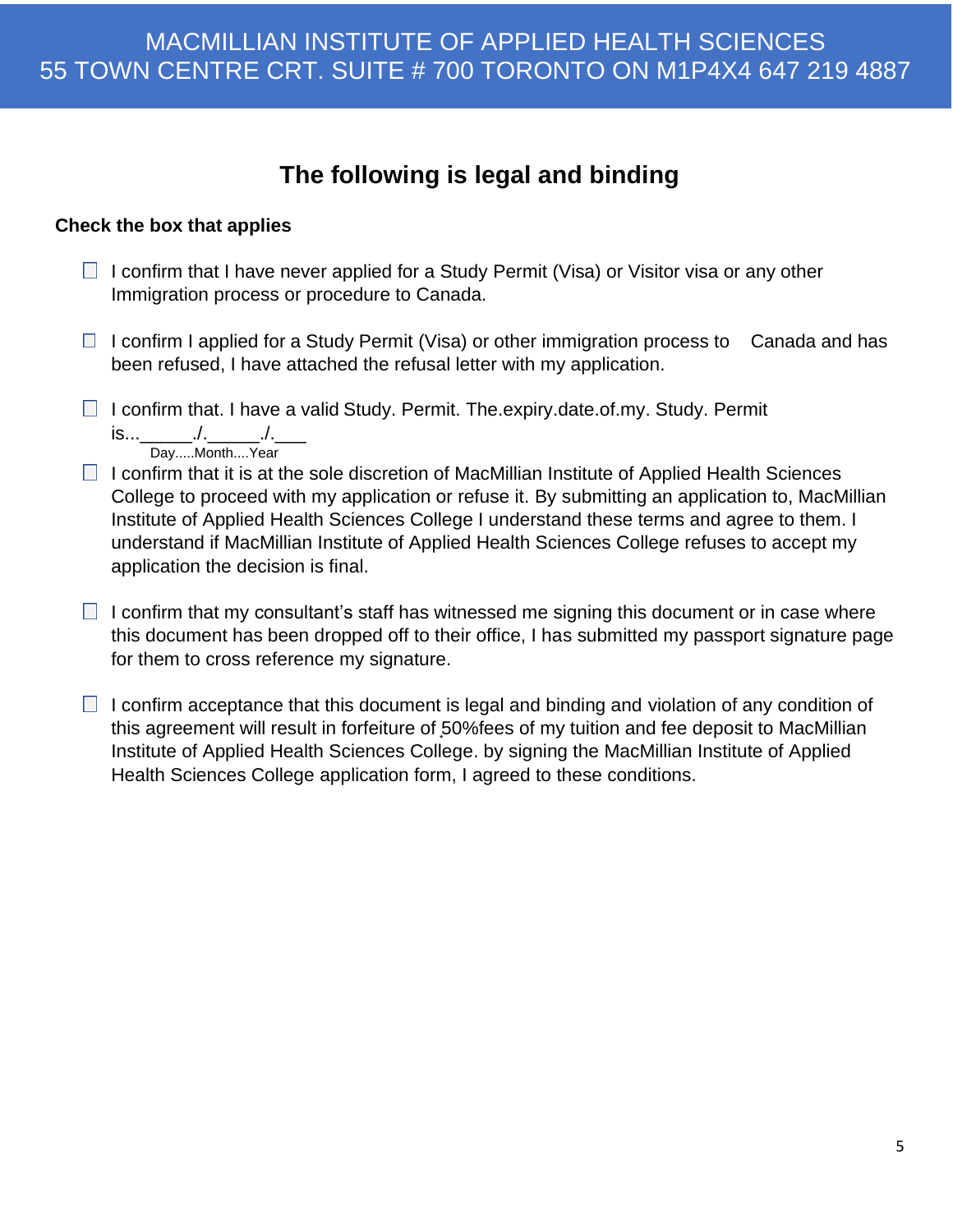MACMILLIAN INSTITUTE OF APPLIED HEALTH SCIENCES
55 TOWN CENTRE CRT. SUITE # 700 TORONTO ON M1P4X4 647 219 4887

## The following is legal and binding

**Check the box that applies**

- ☐ I confirm that I have never applied for a Study Permit (Visa) or Visitor visa or any other Immigration process or procedure to Canada.

- ☐ I confirm I applied for a Study Permit (Visa) or other immigration process to Canada and has been refused, I have attached the refusal letter with my application.

- ☐ I confirm that. I have a valid Study. Permit. The.expiry.date.of.my. Study. Permit is...______./.______./.___
  Day.....Month....Year

- ☐ I confirm that it is at the sole discretion of MacMillian Institute of Applied Health Sciences College to proceed with my application or refuse it. By submitting an application to, MacMillian Institute of Applied Health Sciences College I understand these terms and agree to them. I understand if MacMillian Institute of Applied Health Sciences College refuses to accept my application the decision is final.

- ☐ I confirm that my consultant's staff has witnessed me signing this document or in case where this document has been dropped off to their office, I has submitted my passport signature page for them to cross reference my signature.

- ☐ I confirm acceptance that this document is legal and binding and violation of any condition of this agreement will result in forfeiture of 50%fees of my tuition and fee deposit to MacMillian Institute of Applied Health Sciences College. by signing the MacMillian Institute of Applied Health Sciences College application form, I agreed to these conditions.